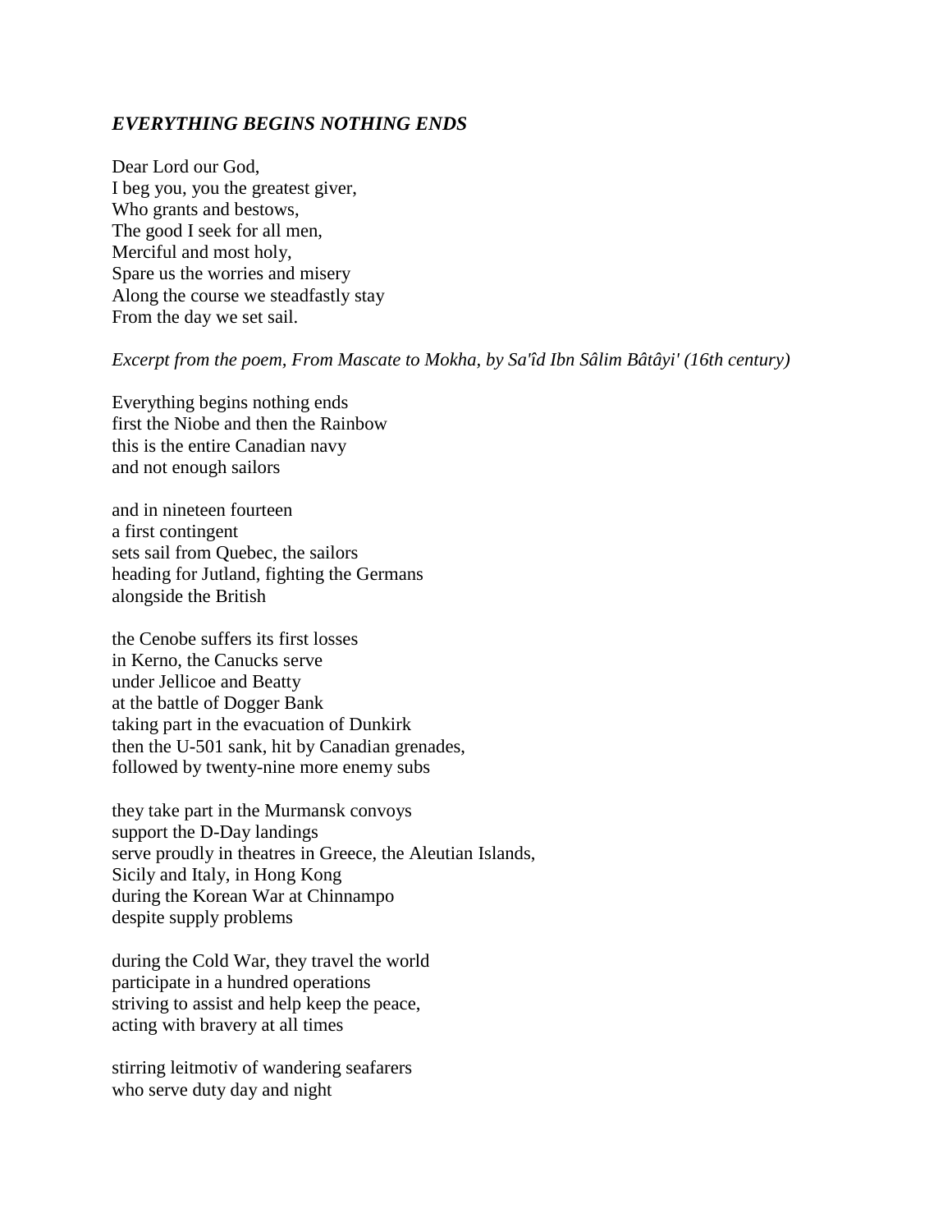## *EVERYTHING BEGINS NOTHING ENDS*

Dear Lord our God,
I beg you, you the greatest giver,
Who grants and bestows,
The good I seek for all men,
Merciful and most holy,
Spare us the worries and misery
Along the course we steadfastly stay
From the day we set sail.

*Excerpt from the poem, From Mascate to Mokha, by Sa'îd Ibn Sâlim Bâtâyi' (16th century)*

Everything begins nothing ends
first the Niobe and then the Rainbow
this is the entire Canadian navy
and not enough sailors

and in nineteen fourteen
a first contingent
sets sail from Quebec, the sailors
heading for Jutland, fighting the Germans
alongside the British

the Cenobe suffers its first losses
in Kerno, the Canucks serve
under Jellicoe and Beatty
at the battle of Dogger Bank
taking part in the evacuation of Dunkirk
then the U-501 sank, hit by Canadian grenades,
followed by twenty-nine more enemy subs

they take part in the Murmansk convoys
support the D-Day landings
serve proudly in theatres in Greece, the Aleutian Islands,
Sicily and Italy, in Hong Kong
during the Korean War at Chinnampo
despite supply problems

during the Cold War, they travel the world
participate in a hundred operations
striving to assist and help keep the peace,
acting with bravery at all times

stirring leitmotiv of wandering seafarers
who serve duty day and night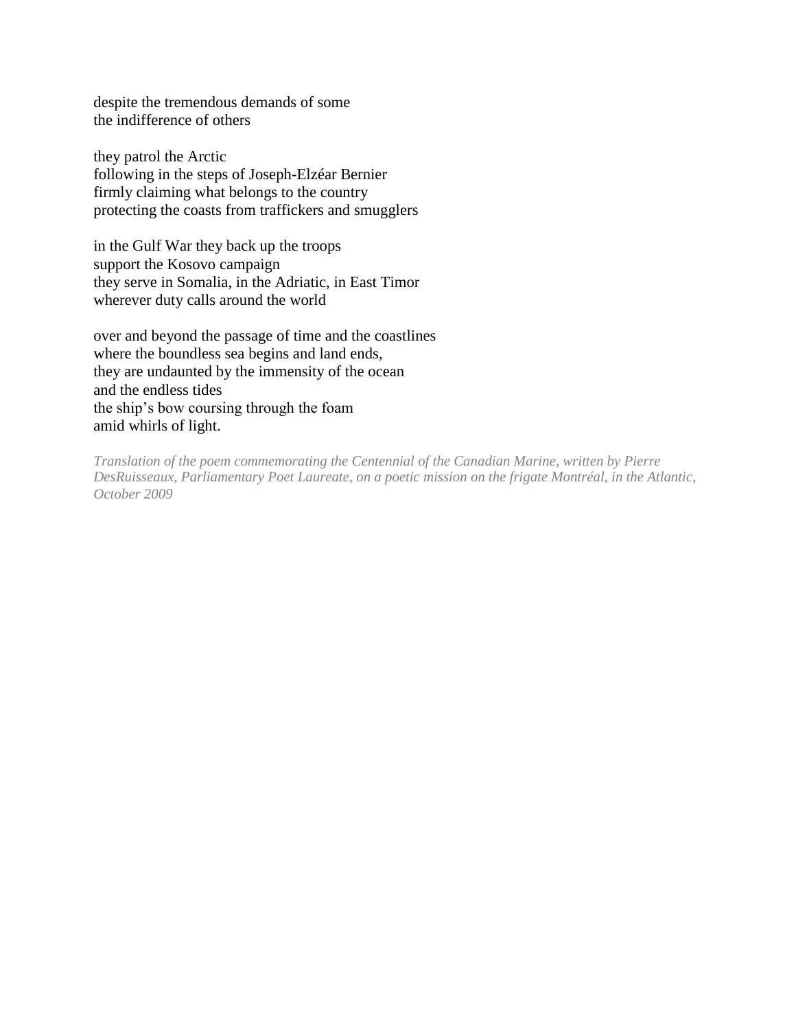despite the tremendous demands of some
the indifference of others

they patrol the Arctic
following in the steps of Joseph-Elzéar Bernier
firmly claiming what belongs to the country
protecting the coasts from traffickers and smugglers

in the Gulf War they back up the troops
support the Kosovo campaign
they serve in Somalia, in the Adriatic, in East Timor
wherever duty calls around the world

over and beyond the passage of time and the coastlines
where the boundless sea begins and land ends,
they are undaunted by the immensity of the ocean
and the endless tides
the ship's bow coursing through the foam
amid whirls of light.

*Translation of the poem commemorating the Centennial of the Canadian Marine, written by Pierre DesRuisseaux, Parliamentary Poet Laureate, on a poetic mission on the frigate Montréal, in the Atlantic, October 2009*